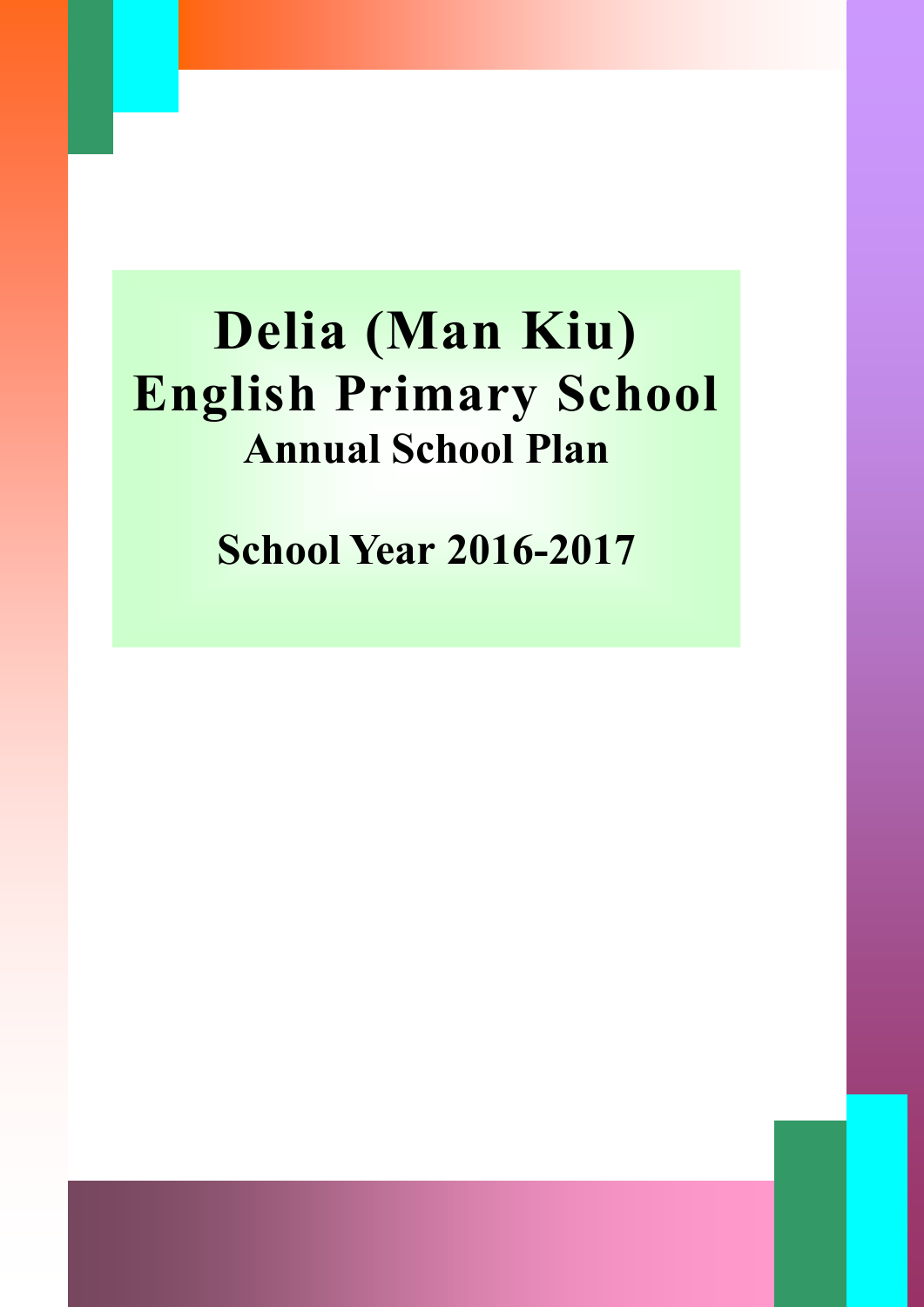# Delia (Man Kiu) English Primary School

## Annual School Plan

## School Year 2016-2017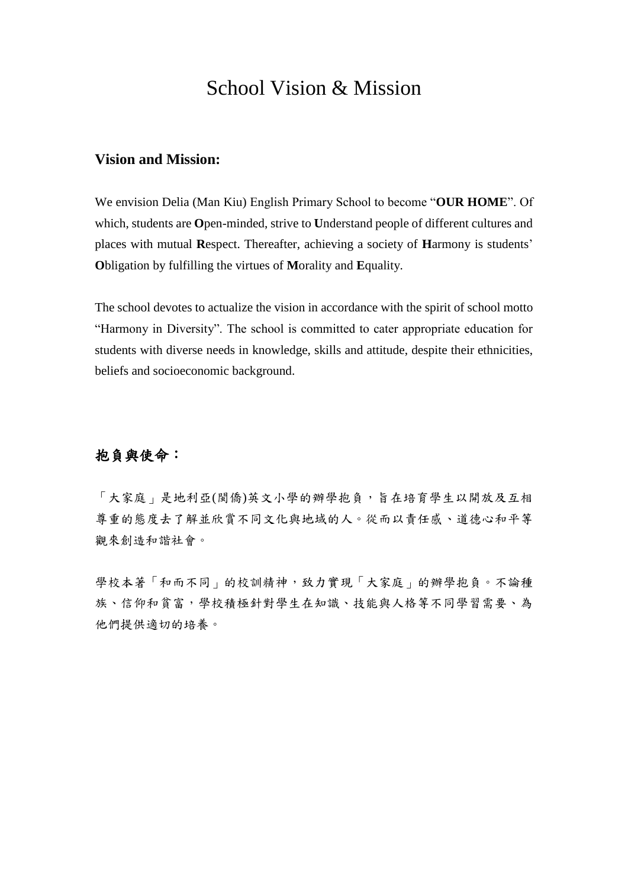# School Vision & Mission

### Vision and Mission:

We envision Delia (Man Kiu) English Primary School to become "**OUR HOME**". Of which, students are **O**pen-minded, strive to **U**nderstand people of different cultures and places with mutual **R**espect. Thereafter, achieving a society of **H**armony is students' **O**bligation by fulfilling the virtues of **M**orality and **E**quality.

The school devotes to actualize the vision in accordance with the spirit of school motto "Harmony in Diversity". The school is committed to cater appropriate education for students with diverse needs in knowledge, skills and attitude, despite their ethnicities, beliefs and socioeconomic background.

### 抱負與使命：

「大家庭」是地利亞(閩僑)英文小學的辦學抱負，旨在培育學生以開放及互相尊重的態度去了解並欣賞不同文化與地域的人。從而以責任感、道德心和平等觀來創造和諧社會。

學校本著「和而不同」的校訓精神，致力實現「大家庭」的辦學抱負。不論種族、信仰和貧富，學校積極針對學生在知識、技能與人格等不同學習需要、為他們提供適切的培養。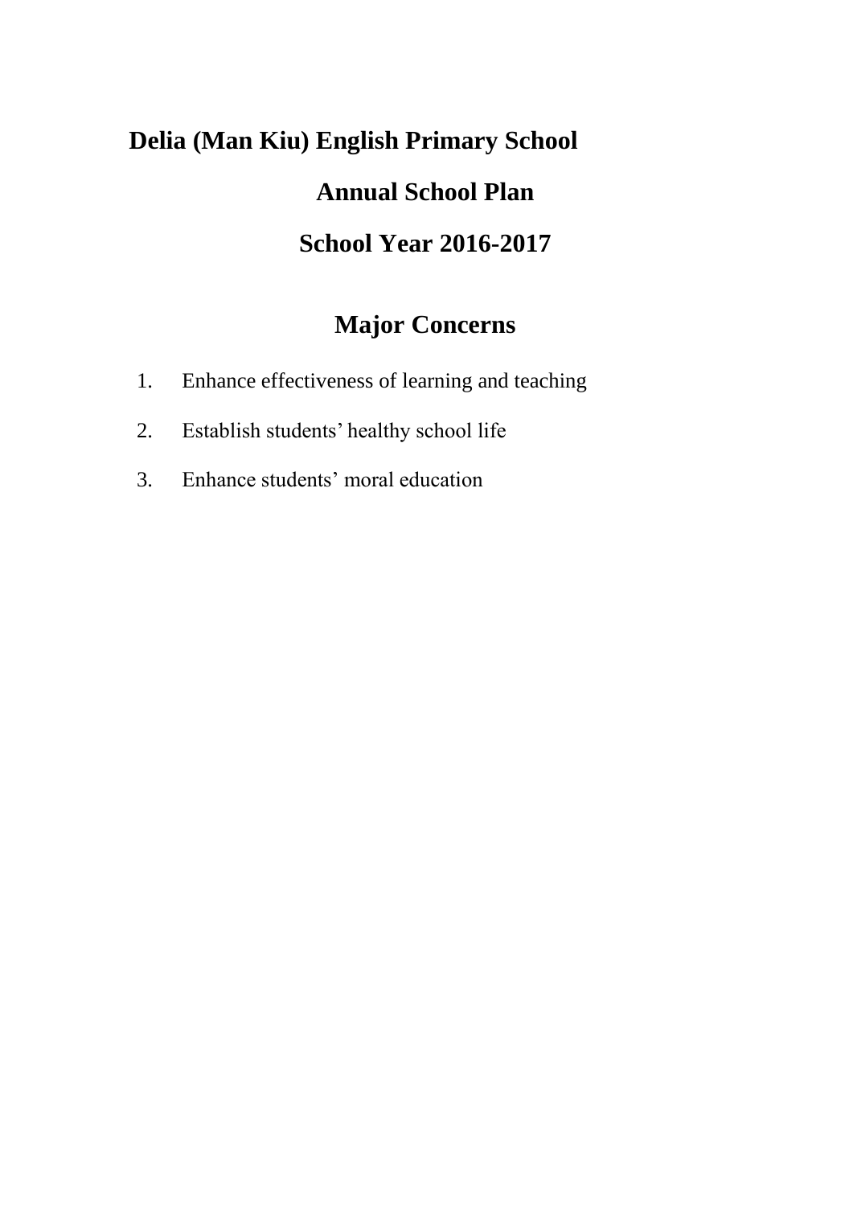# Delia (Man Kiu) English Primary School

## Annual School Plan

## School Year 2016-2017

## Major Concerns

1. Enhance effectiveness of learning and teaching
2. Establish students' healthy school life
3. Enhance students' moral education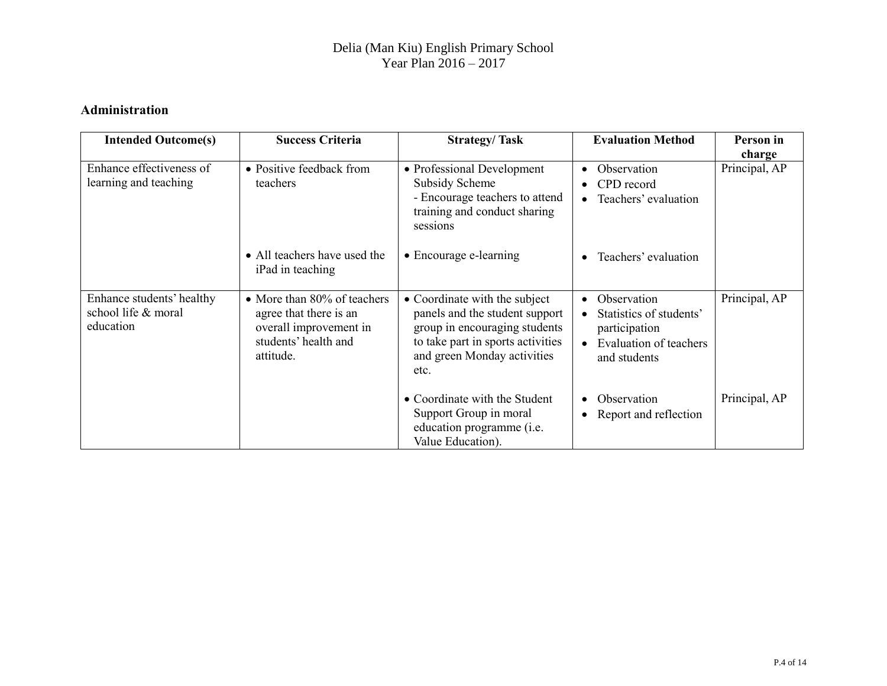Delia (Man Kiu) English Primary School
Year Plan 2016 – 2017

## Administration

| Intended Outcome(s) | Success Criteria | Strategy/ Task | Evaluation Method | Person in charge |
|---|---|---|---|---|
| Enhance effectiveness of learning and teaching | • Positive feedback from teachers | • Professional Development Subsidy Scheme<br>- Encourage teachers to attend training and conduct sharing sessions | • Observation<br>• CPD record<br>• Teachers' evaluation | Principal, AP |
| | • All teachers have used the iPad in teaching | • Encourage e-learning | • Teachers' evaluation | |
| Enhance students' healthy school life & moral education | • More than 80% of teachers agree that there is an overall improvement in students' health and attitude. | • Coordinate with the subject panels and the student support group in encouraging students to take part in sports activities and green Monday activities etc. | • Observation<br>• Statistics of students' participation<br>• Evaluation of teachers and students | Principal, AP |
| | | • Coordinate with the Student Support Group in moral education programme (i.e. Value Education). | • Observation<br>• Report and reflection | Principal, AP |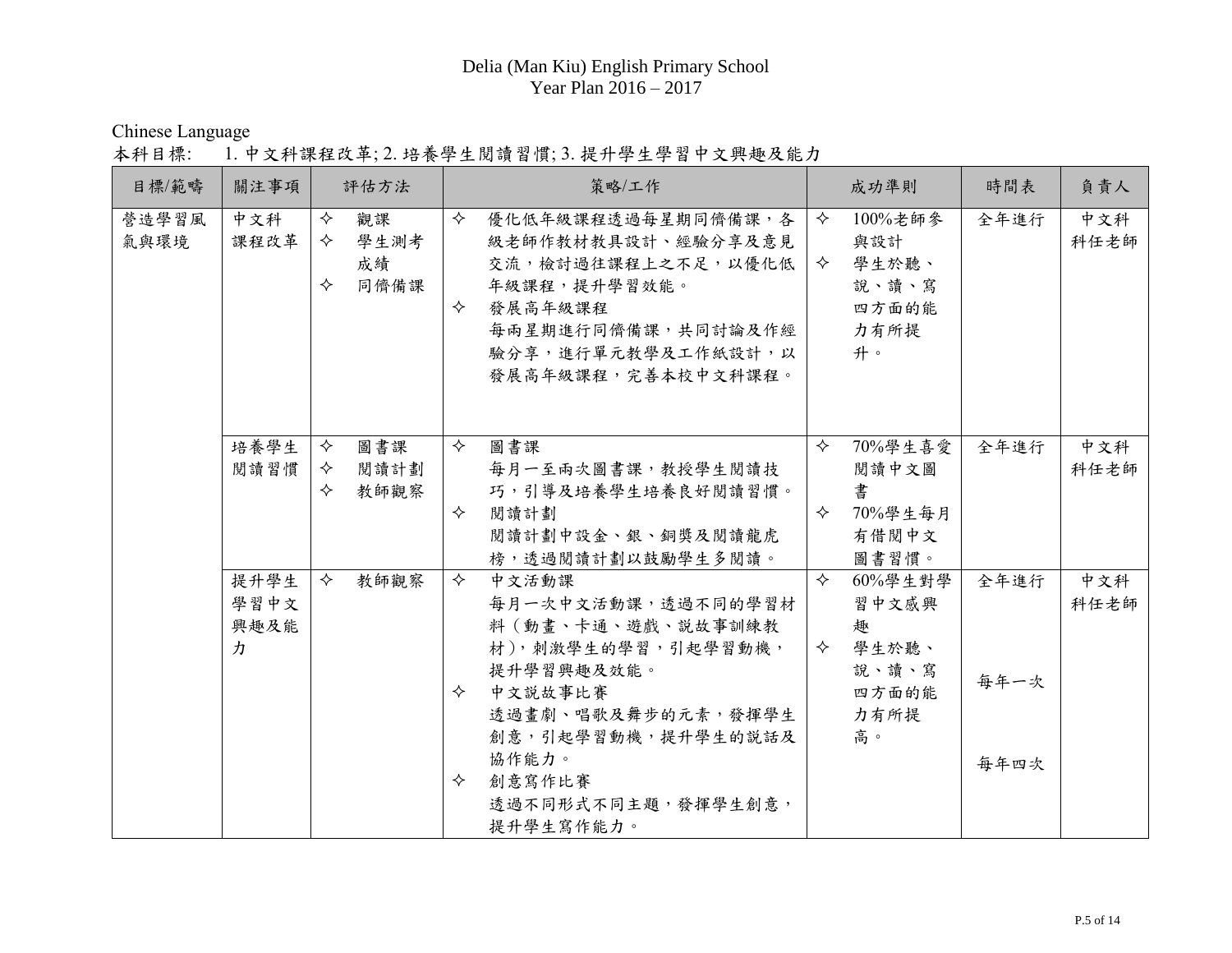# Delia (Man Kiu) English Primary School
## Year Plan 2016 – 2017

Chinese Language

本科目標: 1. 中文科課程改革; 2. 培養學生閱讀習慣; 3. 提升學生學習中文興趣及能力

| 目標/範疇 | 關注事項 | 評估方法 | 策略/工作 | 成功準則 | 時間表 | 負責人 |
|---|---|---|---|---|---|---|
| 營造學習風氣與環境 | 中文科課程改革 | ✧ 觀課<br>✧ 學生測考成績<br>✧ 同儕備課 | ✧ 優化低年級課程透過每星期同儕備課，各級老師作教材教具設計、經驗分享及意見交流，檢討過往課程上之不足，以優化低年級課程，提升學習效能。<br>✧ 發展高年級課程<br>每兩星期進行同儕備課，共同討論及作經驗分享，進行單元教學及工作紙設計，以發展高年級課程，完善本校中文科課程。 | ✧ 100%老師參與設計<br>✧ 學生於聽、說、讀、寫四方面的能力有所提升。 | 全年進行 | 中文科科任老師 |
| | 培養學生閱讀習慣 | ✧ 圖書課<br>✧ 閱讀計劃<br>✧ 教師觀察 | ✧ 圖書課<br>每月一至兩次圖書課，教授學生閱讀技巧，引導及培養學生培養良好閱讀習慣。<br>✧ 閱讀計劃<br>閱讀計劃中設金、銀、銅獎及閱讀龍虎榜，透過閱讀計劃以鼓勵學生多閱讀。 | ✧ 70%學生喜愛閱讀中文圖書<br>✧ 70%學生每月有借閱中文圖書習慣。 | 全年進行 | 中文科科任老師 |
| | 提升學生學習中文興趣及能力 | ✧ 教師觀察 | ✧ 中文活動課<br>每月一次中文活動課，透過不同的學習材料（動畫、卡通、遊戲、說故事訓練教材），刺激學生的學習，引起學習動機，提升學習興趣及效能。<br>✧ 中文說故事比賽<br>透過畫劇、唱歌及舞步的元素，發揮學生創意，引起學習動機，提升學生的說話及協作能力。<br>✧ 創意寫作比賽<br>透過不同形式不同主題，發揮學生創意，提升學生寫作能力。 | ✧ 60%學生對學習中文感興趣<br>✧ 學生於聽、說、讀、寫四方面的能力有所提高。 | 全年進行<br><br>每年一次<br><br>每年四次 | 中文科科任老師 |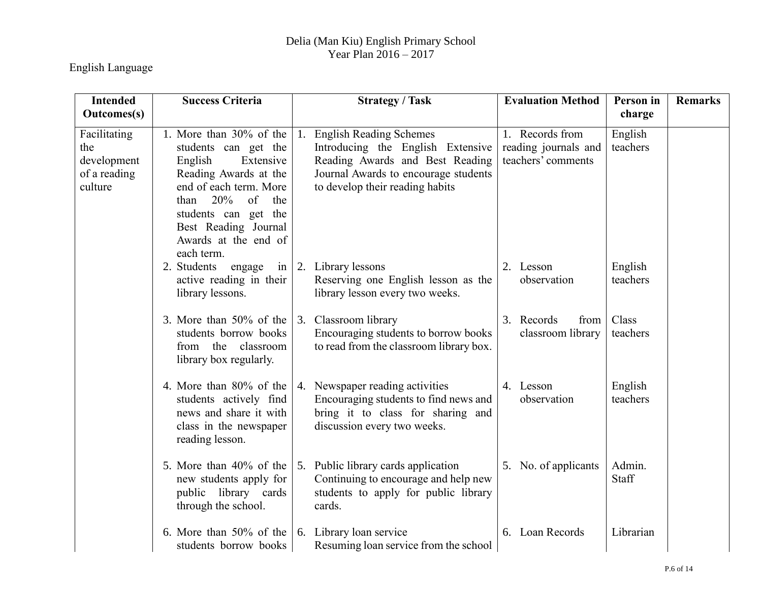Delia (Man Kiu) English Primary School
Year Plan 2016 – 2017

English Language

| Intended Outcomes(s) | Success Criteria | Strategy / Task | Evaluation Method | Person in charge | Remarks |
|---|---|---|---|---|---|
| Facilitating the development of a reading culture | 1. More than 30% of the students can get the English Extensive Reading Awards at the end of each term. More than 20% of the students can get the Best Reading Journal Awards at the end of each term. | 1. English Reading Schemes<br>Introducing the English Extensive Reading Awards and Best Reading Journal Awards to encourage students to develop their reading habits | 1. Records from reading journals and teachers' comments | English teachers | |
| | 2. Students engage in active reading in their library lessons. | 2. Library lessons<br>Reserving one English lesson as the library lesson every two weeks. | 2. Lesson observation | English teachers | |
| | 3. More than 50% of the students borrow books from the classroom library box regularly. | 3. Classroom library<br>Encouraging students to borrow books to read from the classroom library box. | 3. Records from classroom library | Class teachers | |
| | 4. More than 80% of the students actively find news and share it with class in the newspaper reading lesson. | 4. Newspaper reading activities<br>Encouraging students to find news and bring it to class for sharing and discussion every two weeks. | 4. Lesson observation | English teachers | |
| | 5. More than 40% of the new students apply for public library cards through the school. | 5. Public library cards application<br>Continuing to encourage and help new students to apply for public library cards. | 5. No. of applicants | Admin. Staff | |
| | 6. More than 50% of the students borrow books | 6. Library loan service<br>Resuming loan service from the school | 6. Loan Records | Librarian | |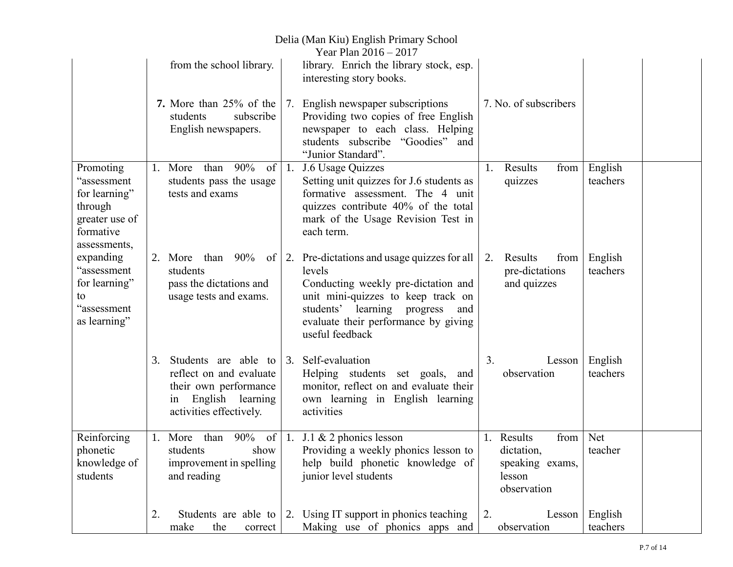| | | | | | |
|---|---|---|---|---|---|
| | from the school library. | library. Enrich the library stock, esp. interesting story books. | | | |
| | **7.** More than 25% of the students subscribe English newspapers. | 7. English newspaper subscriptions<br>Providing two copies of free English newspaper to each class. Helping students subscribe "Goodies" and "Junior Standard". | 7. No. of subscribers | | |
| Promoting "assessment for learning" through greater use of formative assessments, expanding "assessment for learning" to "assessment as learning" | 1. More than 90% of students pass the usage tests and exams | 1. J.6 Usage Quizzes<br>Setting unit quizzes for J.6 students as formative assessment. The 4 unit quizzes contribute 40% of the total mark of the Usage Revision Test in each term. | 1. Results from quizzes | English teachers | |
| | 2. More than 90% of students pass the dictations and usage tests and exams. | 2. Pre-dictations and usage quizzes for all levels<br>Conducting weekly pre-dictation and unit mini-quizzes to keep track on students' learning progress and evaluate their performance by giving useful feedback | 2. Results from pre-dictations and quizzes | English teachers | |
| | 3. Students are able to reflect on and evaluate their own performance in English learning activities effectively. | 3. Self-evaluation<br>Helping students set goals, and monitor, reflect on and evaluate their own learning in English learning activities | 3. Lesson observation | English teachers | |
| Reinforcing phonetic knowledge of students | 1. More than 90% of students show improvement in spelling and reading | 1. J.1 & 2 phonics lesson<br>Providing a weekly phonics lesson to help build phonetic knowledge of junior level students | 1. Results from dictation, speaking exams, lesson observation | Net teacher | |
| | 2. Students are able to make the correct | 2. Using IT support in phonics teaching<br>Making use of phonics apps and | 2. Lesson observation | English teachers | |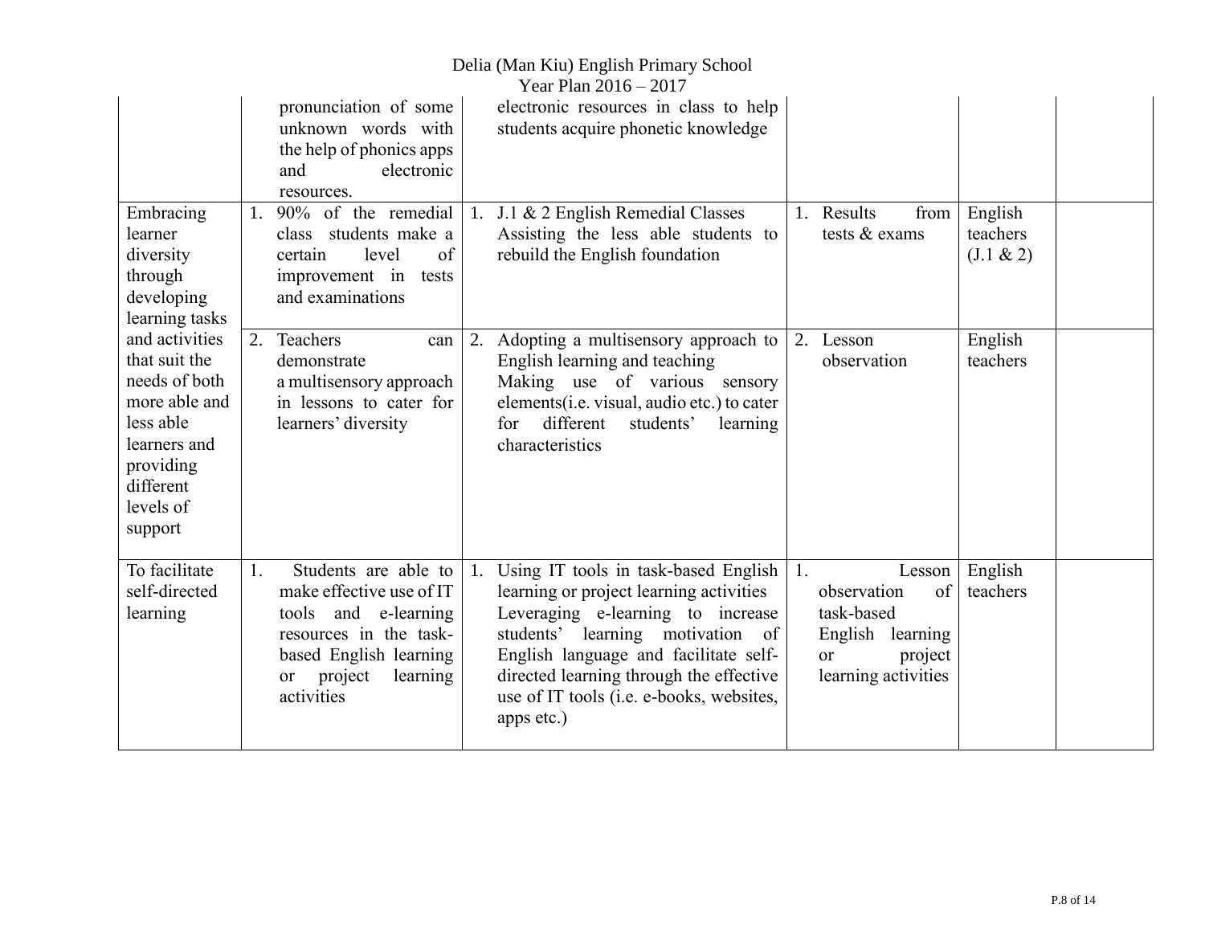| | | | | | |
|---|---|---|---|---|---|
| | pronunciation of some unknown words with the help of phonics apps and electronic resources. | electronic resources in class to help students acquire phonetic knowledge | | | |
| Embracing learner diversity through developing learning tasks and activities that suit the needs of both more able and less able learners and providing different levels of support | 1. 90% of the remedial class students make a certain level of improvement in tests and examinations | 1. J.1 & 2 English Remedial Classes<br>Assisting the less able students to rebuild the English foundation | 1. Results from tests & exams | English teachers (J.1 & 2) | |
| | 2. Teachers can demonstrate a multisensory approach in lessons to cater for learners' diversity | 2. Adopting a multisensory approach to English learning and teaching<br>Making use of various sensory elements(i.e. visual, audio etc.) to cater for different students' learning characteristics | 2. Lesson observation | English teachers | |
| To facilitate self-directed learning | 1. Students are able to make effective use of IT tools and e-learning resources in the task-based English learning or project learning activities | 1. Using IT tools in task-based English learning or project learning activities<br>Leveraging e-learning to increase students' learning motivation of English language and facilitate self-directed learning through the effective use of IT tools (i.e. e-books, websites, apps etc.) | 1. Lesson observation of task-based English learning or project learning activities | English teachers | |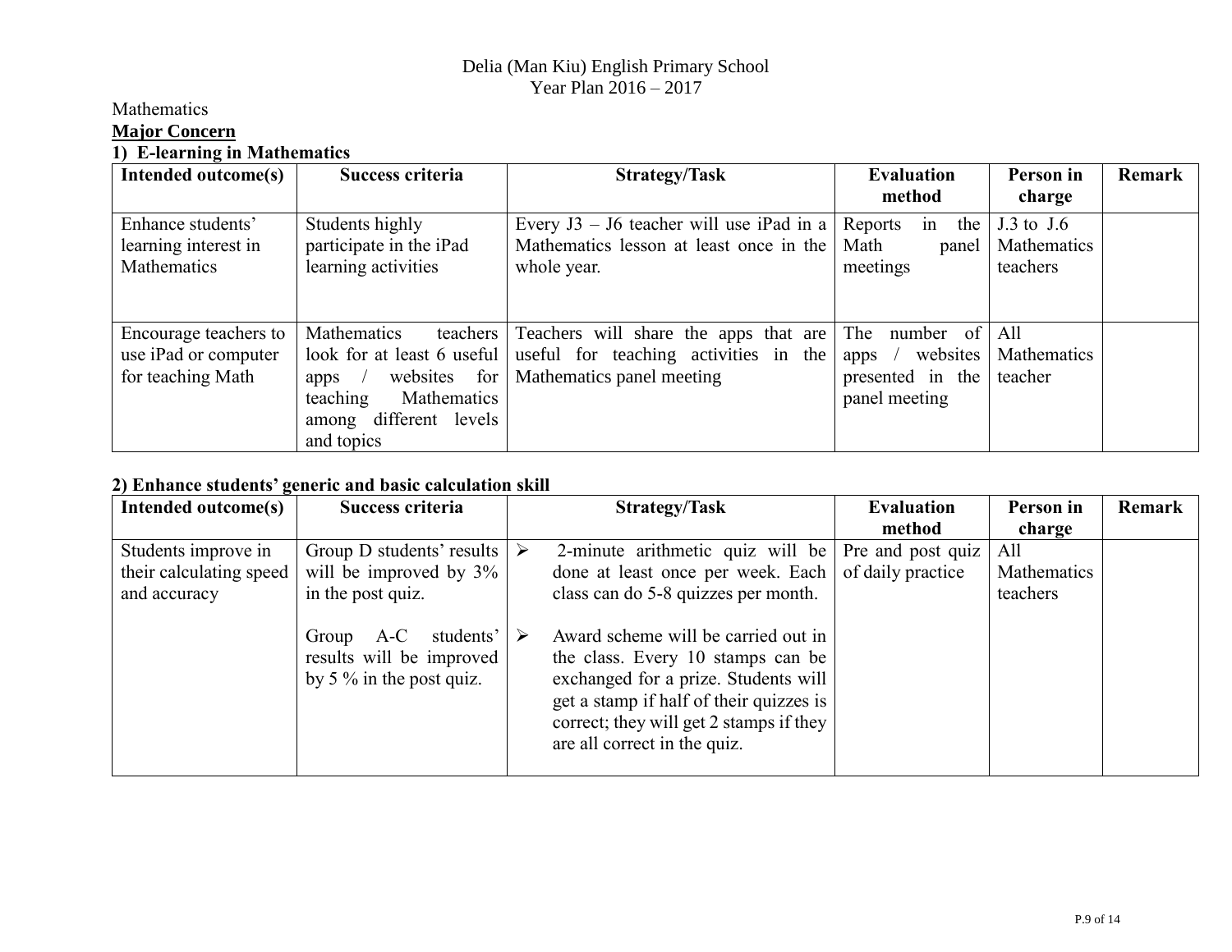Delia (Man Kiu) English Primary School
Year Plan 2016 – 2017

Mathematics

**Major Concern**

**1) E-learning in Mathematics**

| Intended outcome(s) | Success criteria | Strategy/Task | Evaluation method | Person in charge | Remark |
|---|---|---|---|---|---|
| Enhance students' learning interest in Mathematics | Students highly participate in the iPad learning activities | Every J3 – J6 teacher will use iPad in a Mathematics lesson at least once in the whole year. | Reports in the Math panel meetings | J.3 to J.6 Mathematics teachers | |
| Encourage teachers to use iPad or computer for teaching Math | Mathematics teachers look for at least 6 useful apps / websites for teaching Mathematics among different levels and topics | Teachers will share the apps that are useful for teaching activities in the Mathematics panel meeting | The number of apps / websites presented in the panel meeting | All Mathematics teacher | |

**2) Enhance students' generic and basic calculation skill**

| Intended outcome(s) | Success criteria | Strategy/Task | Evaluation method | Person in charge | Remark |
|---|---|---|---|---|---|
| Students improve in their calculating speed and accuracy | Group D students' results will be improved by 3% in the post quiz.<br><br>Group A-C students' results will be improved by 5 % in the post quiz. | ➢ 2-minute arithmetic quiz will be done at least once per week. Each class can do 5-8 quizzes per month.<br><br>➢ Award scheme will be carried out in the class. Every 10 stamps can be exchanged for a prize. Students will get a stamp if half of their quizzes is correct; they will get 2 stamps if they are all correct in the quiz. | Pre and post quiz of daily practice | All Mathematics teachers | |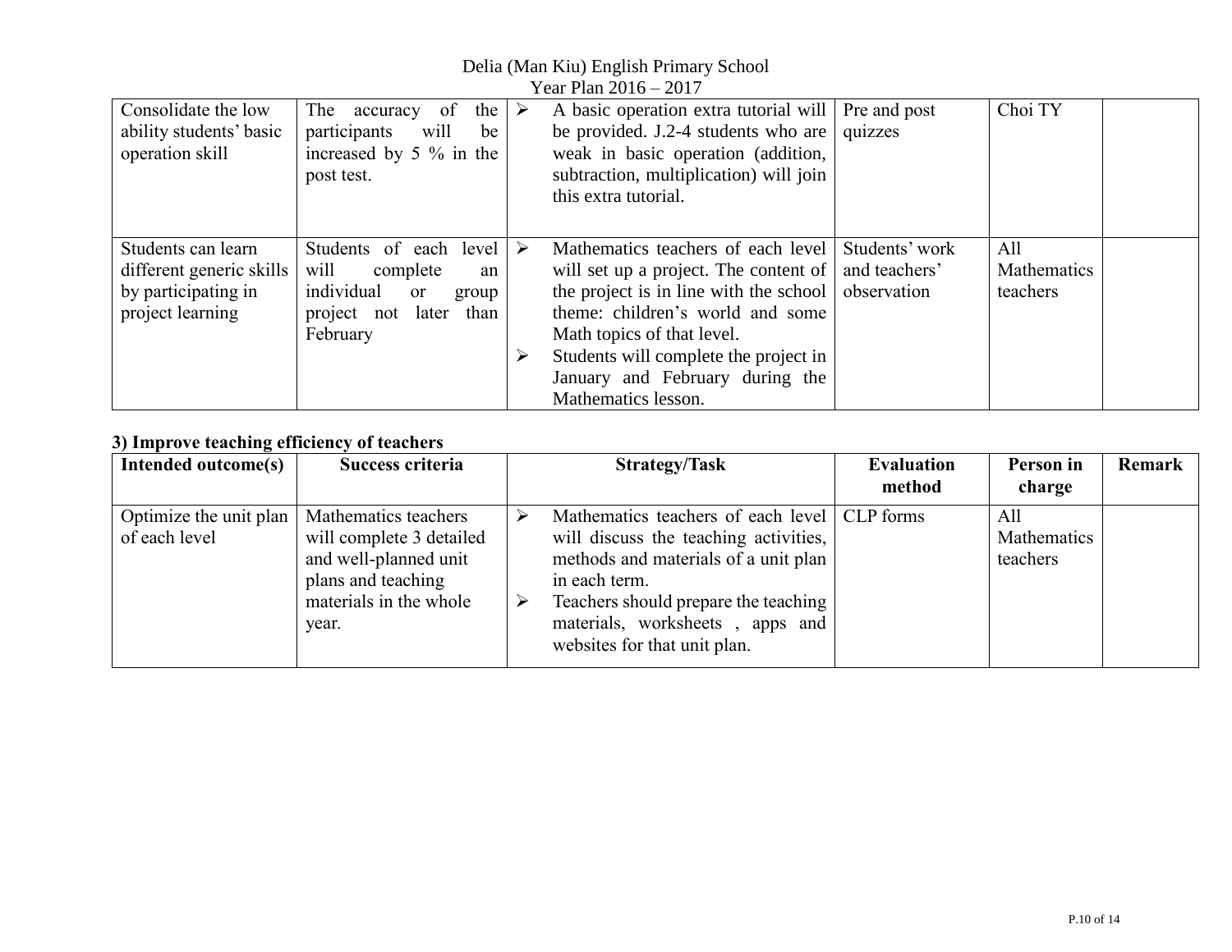| | | | | | |
|---|---|---|---|---|---|
| Consolidate the low ability students' basic operation skill | The accuracy of the participants will be increased by 5 % in the post test. | ➢ A basic operation extra tutorial will be provided. J.2-4 students who are weak in basic operation (addition, subtraction, multiplication) will join this extra tutorial. | Pre and post quizzes | Choi TY | |
| Students can learn different generic skills by participating in project learning | Students of each level will complete an individual or group project not later than February | ➢ Mathematics teachers of each level will set up a project. The content of the project is in line with the school theme: children's world and some Math topics of that level.<br>➢ Students will complete the project in January and February during the Mathematics lesson. | Students' work and teachers' observation | All Mathematics teachers | |

**3) Improve teaching efficiency of teachers**

| Intended outcome(s) | Success criteria | Strategy/Task | Evaluation method | Person in charge | Remark |
|---|---|---|---|---|---|
| Optimize the unit plan of each level | Mathematics teachers will complete 3 detailed and well-planned unit plans and teaching materials in the whole year. | ➢ Mathematics teachers of each level will discuss the teaching activities, methods and materials of a unit plan in each term.<br>➢ Teachers should prepare the teaching materials, worksheets , apps and websites for that unit plan. | CLP forms | All Mathematics teachers | |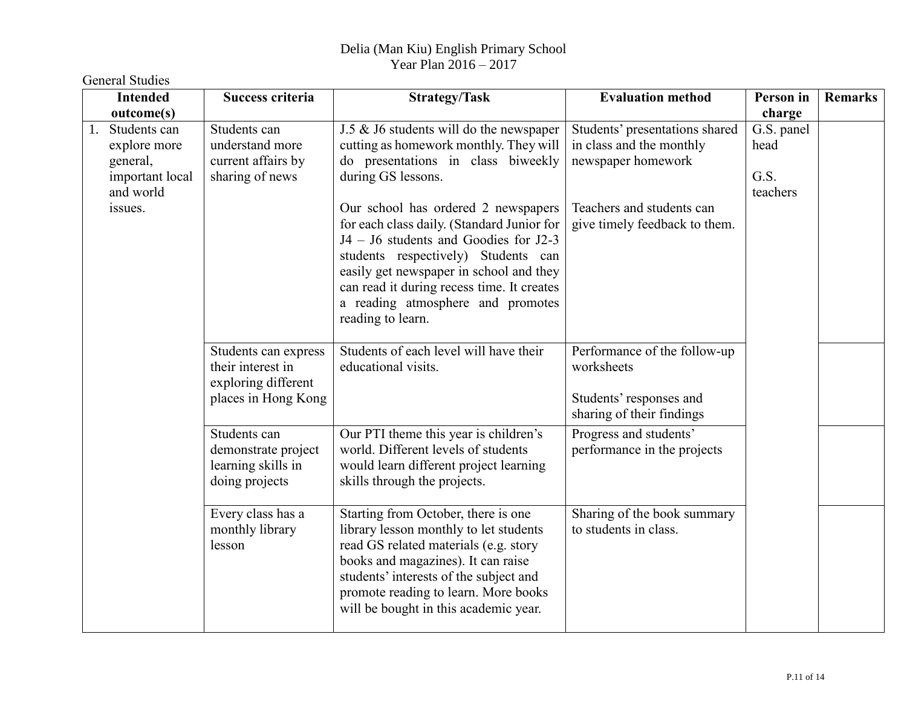Delia (Man Kiu) English Primary School
Year Plan 2016 – 2017

General Studies

| Intended outcome(s) | Success criteria | Strategy/Task | Evaluation method | Person in charge | Remarks |
|---|---|---|---|---|---|
| 1. Students can explore more general, important local and world issues. | Students can understand more current affairs by sharing of news | J.5 & J6 students will do the newspaper cutting as homework monthly. They will do presentations in class biweekly during GS lessons.<br><br>Our school has ordered 2 newspapers for each class daily. (Standard Junior for J4 – J6 students and Goodies for J2-3 students respectively) Students can easily get newspaper in school and they can read it during recess time. It creates a reading atmosphere and promotes reading to learn. | Students' presentations shared in class and the monthly newspaper homework<br><br>Teachers and students can give timely feedback to them. | G.S. panel head<br><br>G.S. teachers | |
| | Students can express their interest in exploring different places in Hong Kong | Students of each level will have their educational visits. | Performance of the follow-up worksheets<br><br>Students' responses and sharing of their findings | | |
| | Students can demonstrate project learning skills in doing projects | Our PTI theme this year is children's world. Different levels of students would learn different project learning skills through the projects. | Progress and students' performance in the projects | | |
| | Every class has a monthly library lesson | Starting from October, there is one library lesson monthly to let students read GS related materials (e.g. story books and magazines). It can raise students' interests of the subject and promote reading to learn. More books will be bought in this academic year. | Sharing of the book summary to students in class. | | |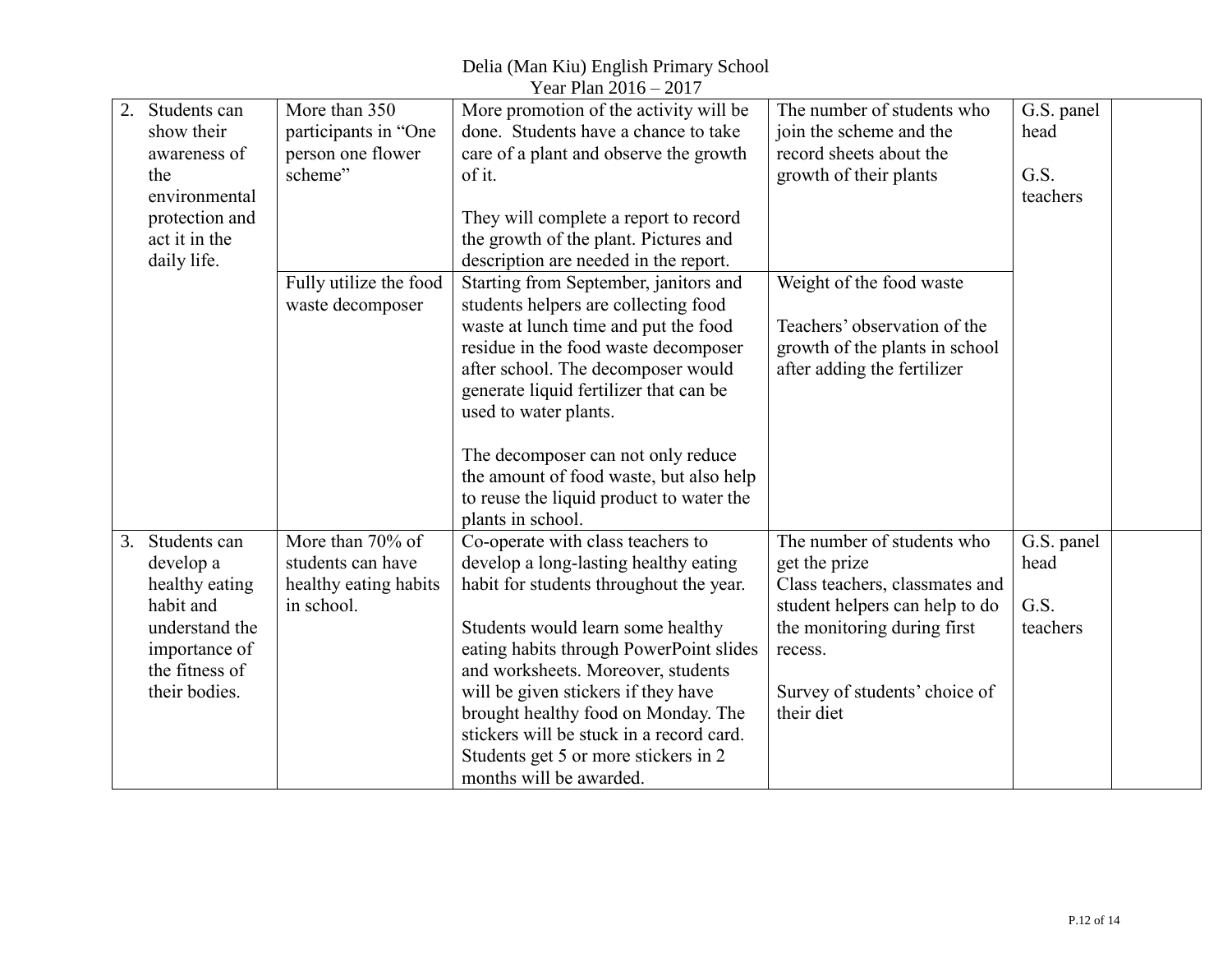Delia (Man Kiu) English Primary School
Year Plan 2016 – 2017

| | | | | | |
|---|---|---|---|---|---|
| 2. Students can show their awareness of the environmental protection and act it in the daily life. | More than 350 participants in "One person one flower scheme" | More promotion of the activity will be done. Students have a chance to take care of a plant and observe the growth of it.<br><br>They will complete a report to record the growth of the plant. Pictures and description are needed in the report. | The number of students who join the scheme and the record sheets about the growth of their plants | G.S. panel head<br><br>G.S. teachers | |
| | Fully utilize the food waste decomposer | Starting from September, janitors and students helpers are collecting food waste at lunch time and put the food residue in the food waste decomposer after school. The decomposer would generate liquid fertilizer that can be used to water plants.<br><br>The decomposer can not only reduce the amount of food waste, but also help to reuse the liquid product to water the plants in school. | Weight of the food waste<br><br>Teachers' observation of the growth of the plants in school after adding the fertilizer | | |
| 3. Students can develop a healthy eating habit and understand the importance of the fitness of their bodies. | More than 70% of students can have healthy eating habits in school. | Co-operate with class teachers to develop a long-lasting healthy eating habit for students throughout the year.<br><br>Students would learn some healthy eating habits through PowerPoint slides and worksheets. Moreover, students will be given stickers if they have brought healthy food on Monday. The stickers will be stuck in a record card. Students get 5 or more stickers in 2 months will be awarded. | The number of students who get the prize<br>Class teachers, classmates and student helpers can help to do the monitoring during first recess.<br><br>Survey of students' choice of their diet | G.S. panel head<br><br>G.S. teachers | |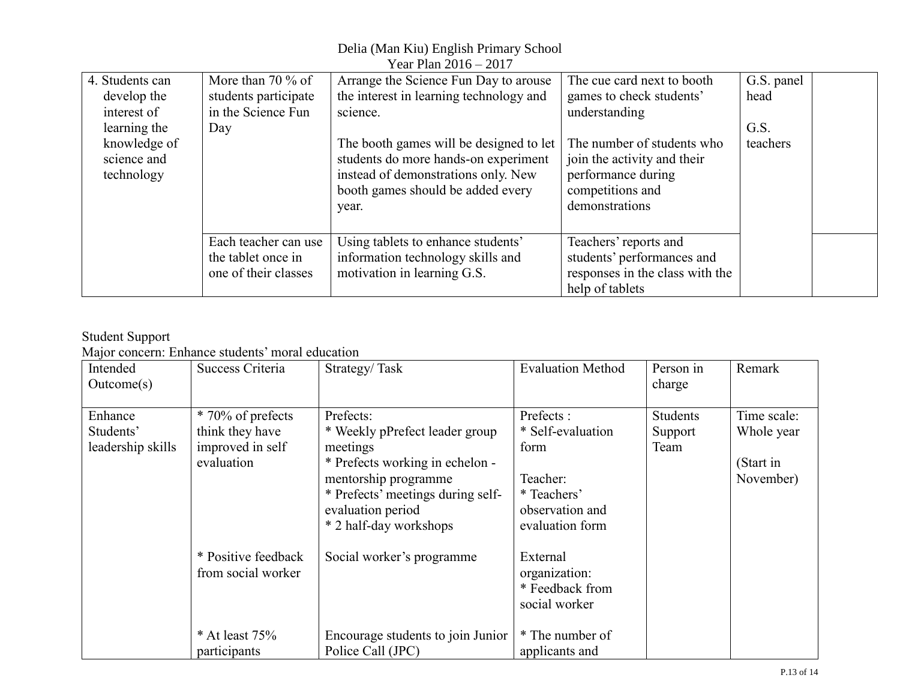Delia (Man Kiu) English Primary School
Year Plan 2016 – 2017

| | | | | | |
|---|---|---|---|---|---|
| 4. Students can develop the interest of learning the knowledge of science and technology | More than 70 % of students participate in the Science Fun Day | Arrange the Science Fun Day to arouse the interest in learning technology and science.<br><br>The booth games will be designed to let students do more hands-on experiment instead of demonstrations only. New booth games should be added every year. | The cue card next to booth games to check students' understanding<br><br>The number of students who join the activity and their performance during competitions and demonstrations | G.S. panel head<br><br>G.S. teachers | |
| | Each teacher can use the tablet once in one of their classes | Using tablets to enhance students' information technology skills and motivation in learning G.S. | Teachers' reports and students' performances and responses in the class with the help of tablets | | |

Student Support

Major concern: Enhance students' moral education

| Intended Outcome(s) | Success Criteria | Strategy/ Task | Evaluation Method | Person in charge | Remark |
|---|---|---|---|---|---|
| Enhance Students' leadership skills | * 70% of prefects think they have improved in self evaluation | Prefects:<br>* Weekly pPrefect leader group meetings<br>* Prefects working in echelon - mentorship programme<br>* Prefects' meetings during self-evaluation period<br>* 2 half-day workshops | Prefects :<br>* Self-evaluation form<br><br>Teacher:<br>* Teachers' observation and evaluation form | Students Support Team | Time scale: Whole year<br><br>(Start in November) |
| | * Positive feedback from social worker | Social worker's programme | External organization:<br>* Feedback from social worker | | |
| | * At least 75% participants | Encourage students to join Junior Police Call (JPC) | * The number of applicants and | | |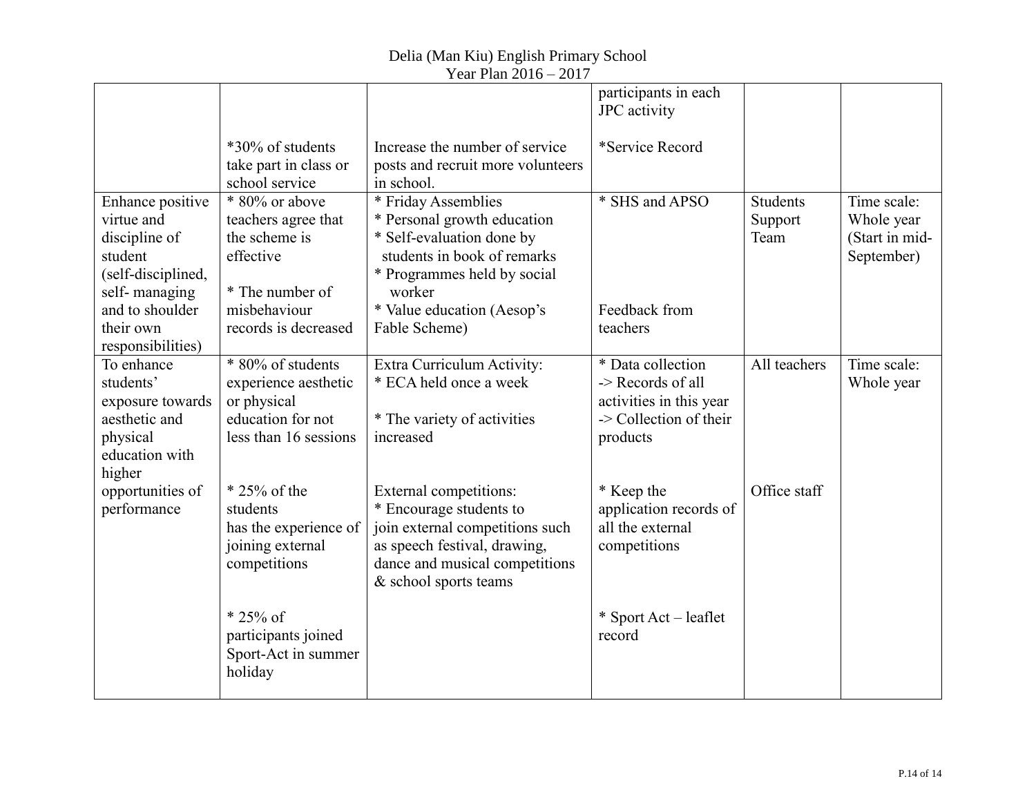| | | | | | |
|---|---|---|---|---|---|
| | *30% of students take part in class or school service | Increase the number of service posts and recruit more volunteers in school. | participants in each JPC activity<br><br>*Service Record | | |
| Enhance positive virtue and discipline of student (self-disciplined, self- managing and to shoulder their own responsibilities) | * 80% or above teachers agree that the scheme is effective<br><br>* The number of misbehaviour records is decreased | * Friday Assemblies<br>* Personal growth education<br>* Self-evaluation done by students in book of remarks<br>* Programmes held by social worker<br>* Value education (Aesop's Fable Scheme) | * SHS and APSO<br><br>Feedback from teachers | Students Support Team | Time scale: Whole year (Start in mid-September) |
| To enhance students' exposure towards aesthetic and physical education with higher opportunities of performance | * 80% of students experience aesthetic or physical education for not less than 16 sessions<br><br>* 25% of the students has the experience of joining external competitions<br><br>* 25% of participants joined Sport-Act in summer holiday | Extra Curriculum Activity:<br>* ECA held once a week<br><br>* The variety of activities increased<br><br>External competitions:<br>* Encourage students to join external competitions such as speech festival, drawing, dance and musical competitions & school sports teams | * Data collection -> Records of all activities in this year -> Collection of their products<br><br>* Keep the application records of all the external competitions<br><br>* Sport Act – leaflet record | All teachers<br><br>Office staff | Time scale: Whole year |